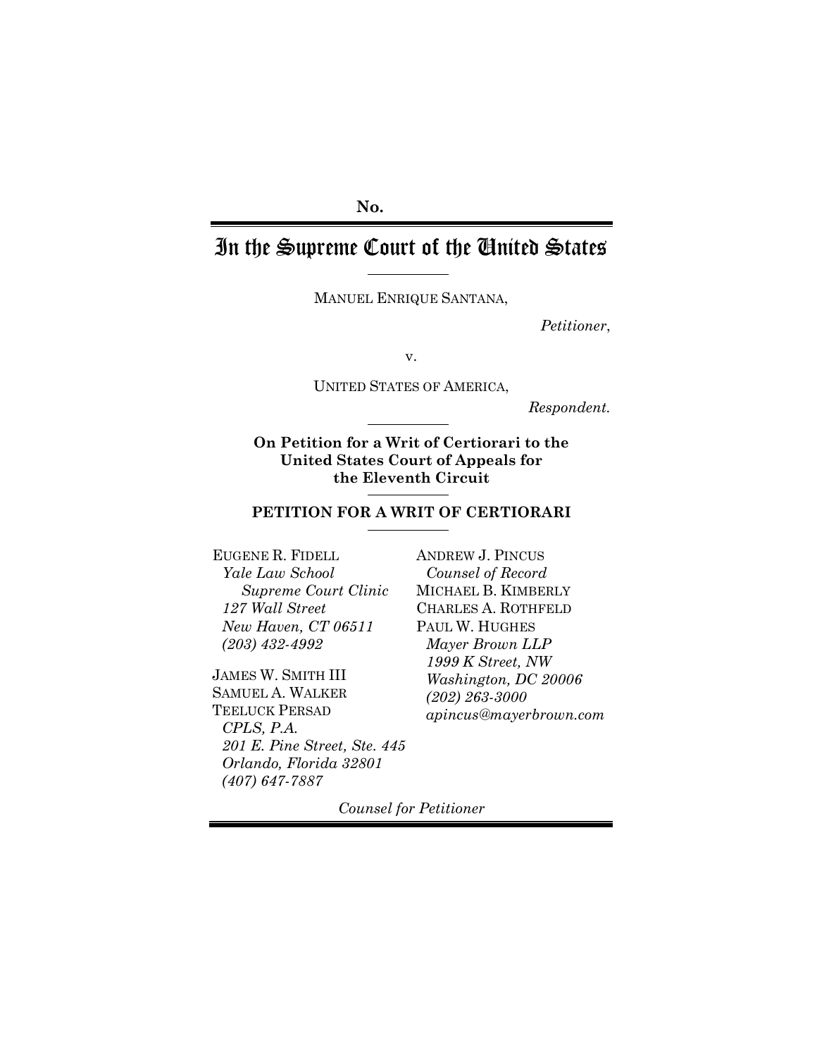**No.**

# In the Supreme Court of the United States

MANUEL ENRIQUE SANTANA,

*Petitioner*,

v.

UNITED STATES OF AMERICA,

*Respondent.*

**On Petition for a Writ of Certiorari to the United States Court of Appeals for the Eleventh Circuit**

**PETITION FOR A WRIT OF CERTIORARI**

EUGENE R. FIDELL
*Yale Law School Supreme Court Clinic*
*127 Wall Street*
*New Haven, CT 06511*
*(203) 432-4992*

JAMES W. SMITH III
SAMUEL A. WALKER
TEELUCK PERSAD
*CPLS, P.A.*
*201 E. Pine Street, Ste. 445*
*Orlando, Florida 32801*
*(407) 647-7887*

ANDREW J. PINCUS
*Counsel of Record*
MICHAEL B. KIMBERLY
CHARLES A. ROTHFELD
PAUL W. HUGHES
*Mayer Brown LLP*
*1999 K Street, NW*
*Washington, DC 20006*
*(202) 263-3000*
*apincus@mayerbrown.com*

*Counsel for Petitioner*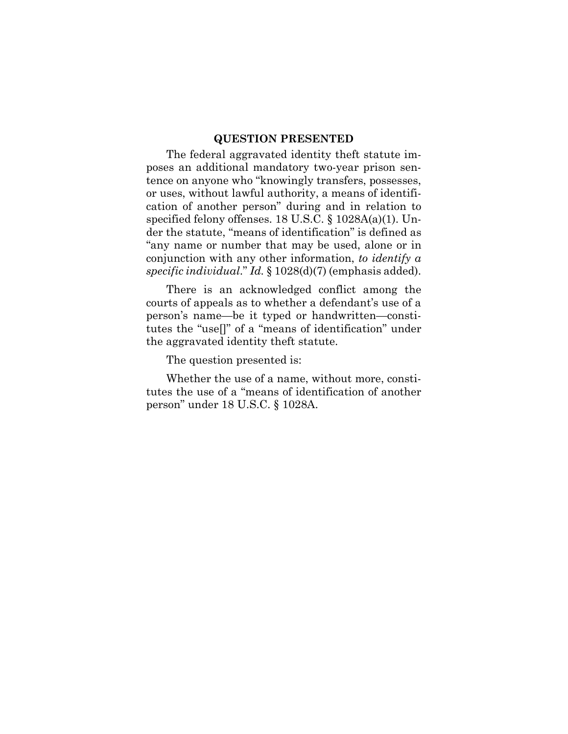## QUESTION PRESENTED

The federal aggravated identity theft statute imposes an additional mandatory two-year prison sentence on anyone who "knowingly transfers, possesses, or uses, without lawful authority, a means of identification of another person" during and in relation to specified felony offenses. 18 U.S.C. § 1028A(a)(1). Under the statute, "means of identification" is defined as "any name or number that may be used, alone or in conjunction with any other information, *to identify a specific individual*." *Id.* § 1028(d)(7) (emphasis added).

There is an acknowledged conflict among the courts of appeals as to whether a defendant's use of a person's name—be it typed or handwritten—constitutes the "use[]" of a "means of identification" under the aggravated identity theft statute.

The question presented is:

Whether the use of a name, without more, constitutes the use of a "means of identification of another person" under 18 U.S.C. § 1028A.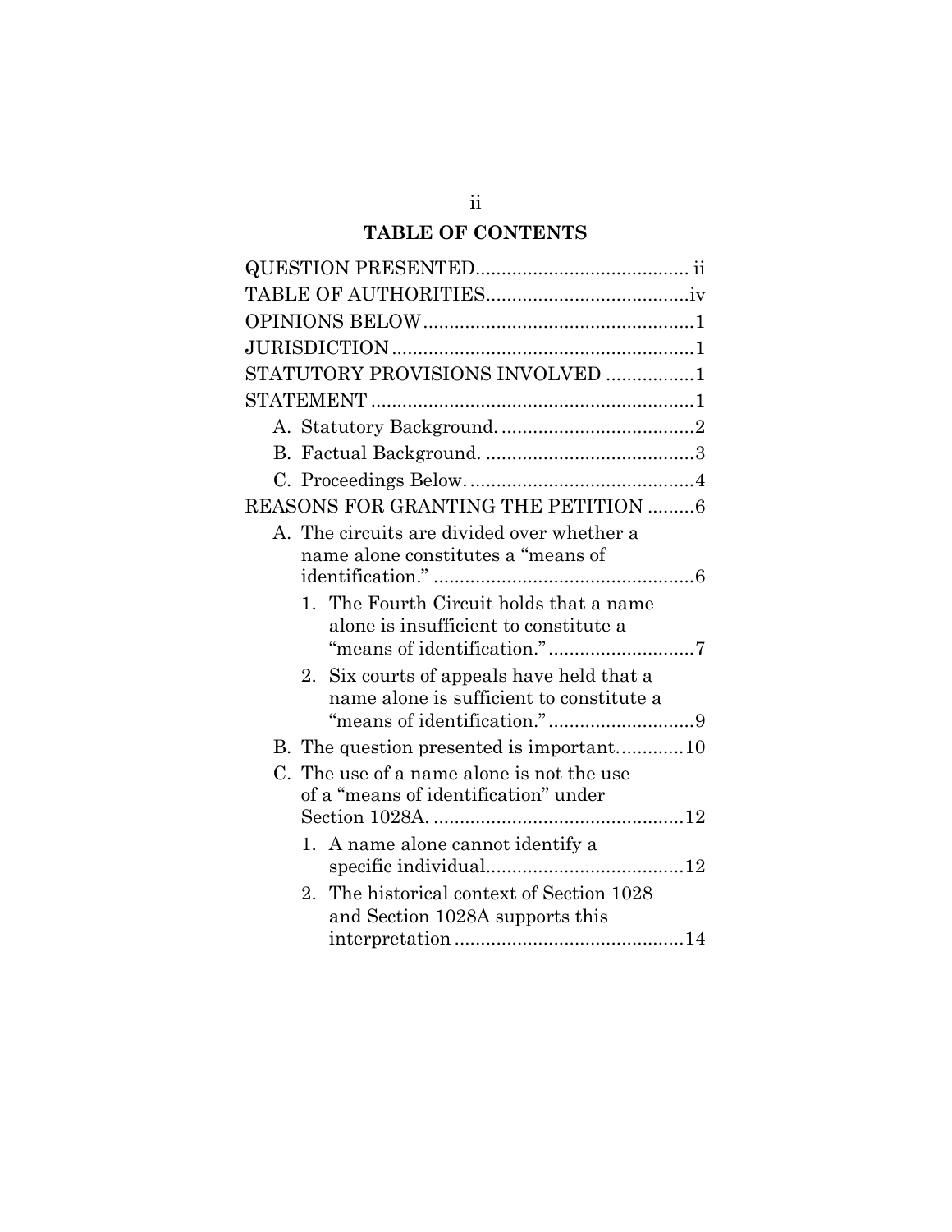## TABLE OF CONTENTS

QUESTION PRESENTED........................................ ii

TABLE OF AUTHORITIES......................................iv

OPINIONS BELOW....................................................1

JURISDICTION..........................................................1

STATUTORY PROVISIONS INVOLVED .................1

STATEMENT .............................................................1

- A. Statutory Background. .....................................2
- B. Factual Background. ........................................3
- C. Proceedings Below. ...........................................4

REASONS FOR GRANTING THE PETITION .........6

- A. The circuits are divided over whether a name alone constitutes a "means of identification." ..................................................6
  - 1. The Fourth Circuit holds that a name alone is insufficient to constitute a "means of identification." ............................7
  - 2. Six courts of appeals have held that a name alone is sufficient to constitute a "means of identification." ............................9
- B. The question presented is important.............10
- C. The use of a name alone is not the use of a "means of identification" under Section 1028A. ................................................12
  - 1. A name alone cannot identify a specific individual......................................12
  - 2. The historical context of Section 1028 and Section 1028A supports this interpretation ............................................14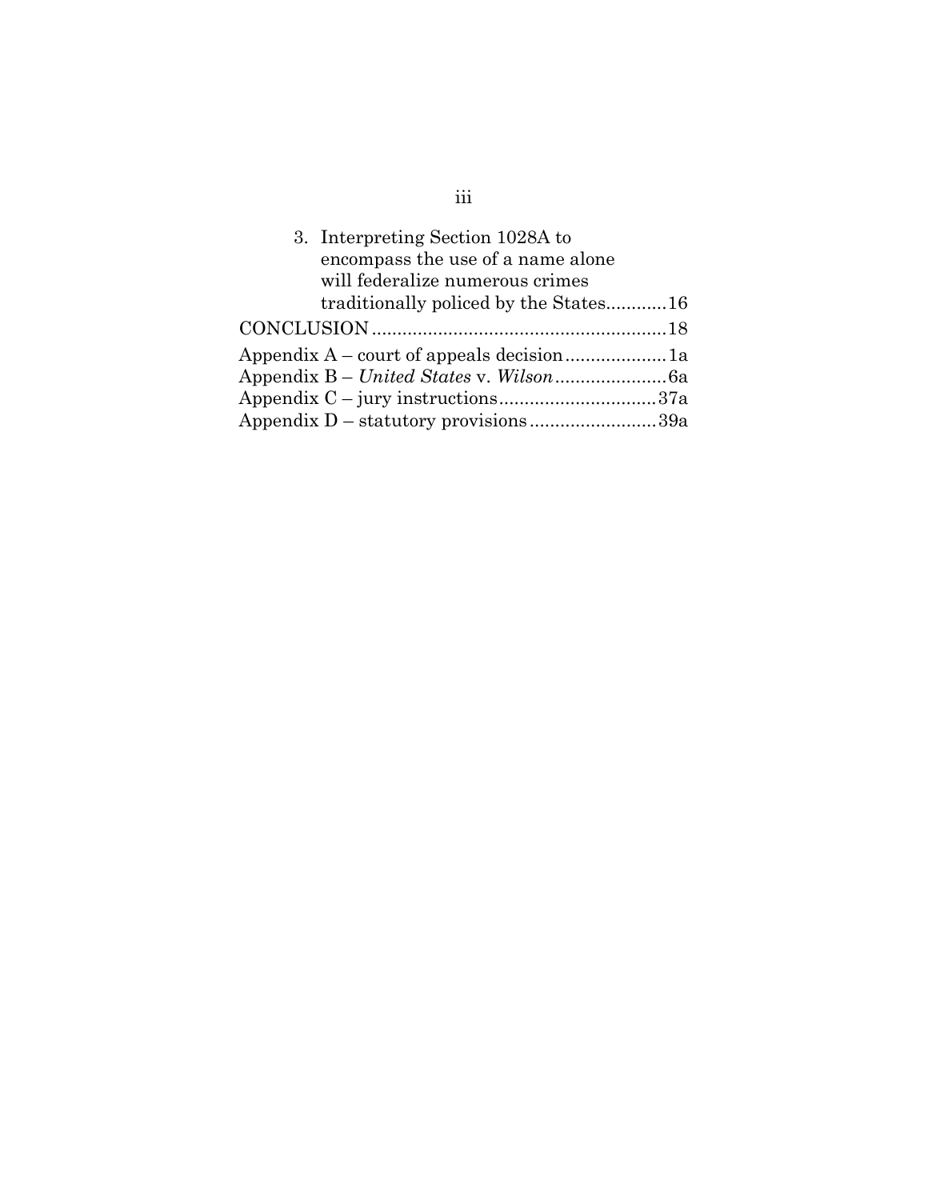3. Interpreting Section 1028A to encompass the use of a name alone will federalize numerous crimes traditionally policed by the States............16

CONCLUSION.........................................................18

Appendix A – court of appeals decision....................1a

Appendix B – *United States* v. *Wilson*......................6a

Appendix C – jury instructions...............................37a

Appendix D – statutory provisions.........................39a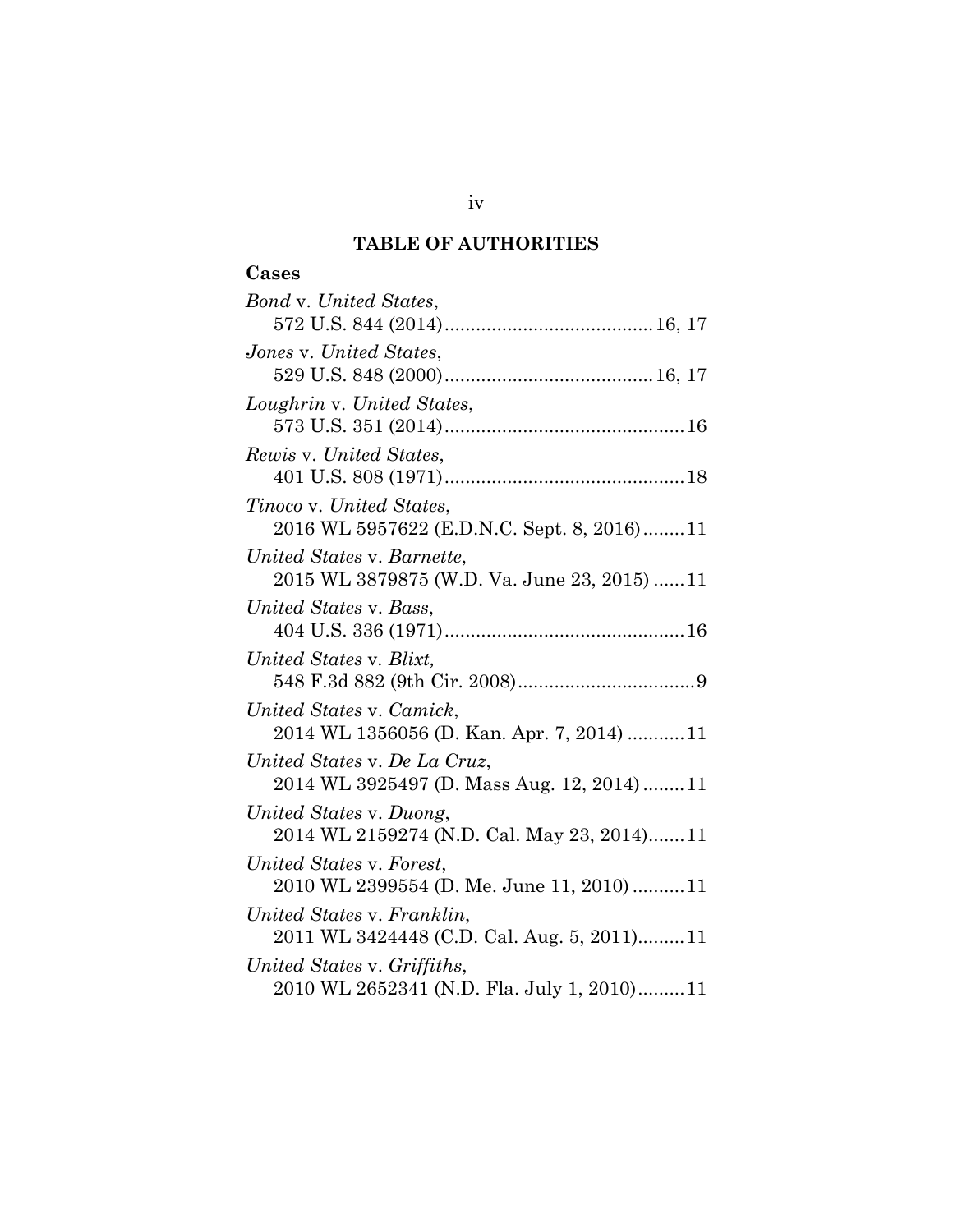## TABLE OF AUTHORITIES

### Cases

*Bond* v. *United States*,
572 U.S. 844 (2014)........................................16, 17

*Jones* v. *United States*,
529 U.S. 848 (2000)........................................16, 17

*Loughrin* v. *United States*,
573 U.S. 351 (2014)..............................................16

*Rewis* v. *United States*,
401 U.S. 808 (1971)..............................................18

*Tinoco* v. *United States*,
2016 WL 5957622 (E.D.N.C. Sept. 8, 2016)........11

United States v. *Barnette*,
2015 WL 3879875 (W.D. Va. June 23, 2015)......11

United States v. *Bass*,
404 U.S. 336 (1971)..............................................16

United States v. *Blixt,*
548 F.3d 882 (9th Cir. 2008)..................................9

United States v. *Camick*,
2014 WL 1356056 (D. Kan. Apr. 7, 2014)...........11

United States v. *De La Cruz*,
2014 WL 3925497 (D. Mass Aug. 12, 2014)........11

United States v. *Duong*,
2014 WL 2159274 (N.D. Cal. May 23, 2014).......11

United States v. *Forest*,
2010 WL 2399554 (D. Me. June 11, 2010)..........11

United States v. *Franklin*,
2011 WL 3424448 (C.D. Cal. Aug. 5, 2011).........11

United States v. *Griffiths*,
2010 WL 2652341 (N.D. Fla. July 1, 2010).........11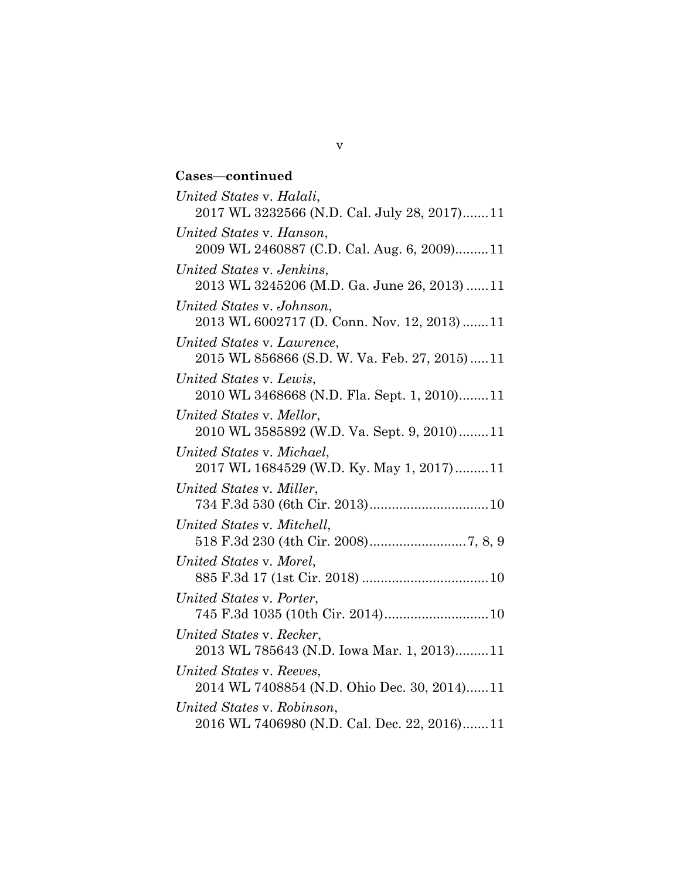**Cases—continued**

*United States* v. *Halali*,
2017 WL 3232566 (N.D. Cal. July 28, 2017).......11

*United States* v. *Hanson*,
2009 WL 2460887 (C.D. Cal. Aug. 6, 2009).........11

*United States* v. *Jenkins*,
2013 WL 3245206 (M.D. Ga. June 26, 2013) ......11

*United States* v. *Johnson*,
2013 WL 6002717 (D. Conn. Nov. 12, 2013) .......11

*United States* v. *Lawrence*,
2015 WL 856866 (S.D. W. Va. Feb. 27, 2015) .....11

*United States* v. *Lewis*,
2010 WL 3468668 (N.D. Fla. Sept. 1, 2010)........11

*United States* v. *Mellor*,
2010 WL 3585892 (W.D. Va. Sept. 9, 2010)........11

*United States* v. *Michael*,
2017 WL 1684529 (W.D. Ky. May 1, 2017).........11

*United States* v. *Miller*,
734 F.3d 530 (6th Cir. 2013)................................10

*United States* v. *Mitchell*,
518 F.3d 230 (4th Cir. 2008)..........................7, 8, 9

*United States* v. *Morel*,
885 F.3d 17 (1st Cir. 2018) .................................10

*United States* v. *Porter*,
745 F.3d 1035 (10th Cir. 2014)............................10

*United States* v. *Recker*,
2013 WL 785643 (N.D. Iowa Mar. 1, 2013).........11

*United States* v. *Reeves*,
2014 WL 7408854 (N.D. Ohio Dec. 30, 2014)......11

*United States* v. *Robinson*,
2016 WL 7406980 (N.D. Cal. Dec. 22, 2016).......11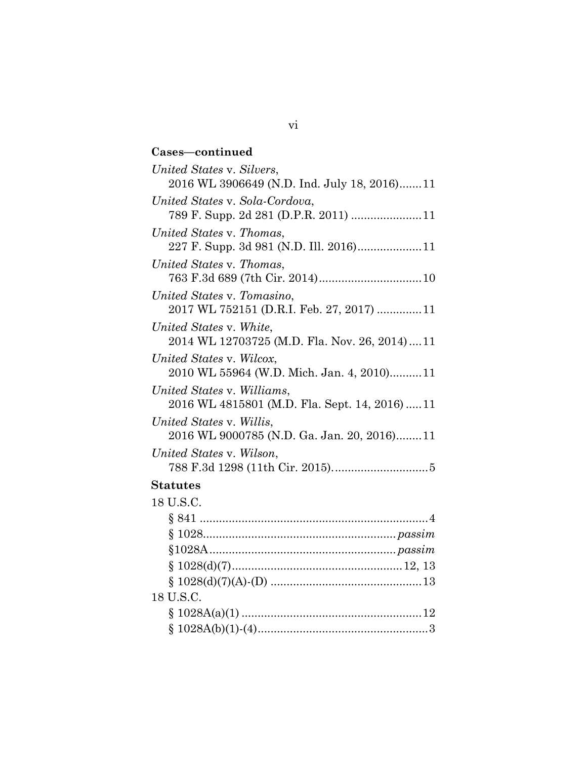**Cases—continued**

*United States* v. *Silvers*,
2016 WL 3906649 (N.D. Ind. July 18, 2016).......11

*United States* v. *Sola-Cordova*,
789 F. Supp. 2d 281 (D.P.R. 2011) ......................11

*United States* v. *Thomas*,
227 F. Supp. 3d 981 (N.D. Ill. 2016)....................11

*United States* v. *Thomas*,
763 F.3d 689 (7th Cir. 2014)................................10

*United States* v. *Tomasino*,
2017 WL 752151 (D.R.I. Feb. 27, 2017) ..............11

*United States* v. *White*,
2014 WL 12703725 (M.D. Fla. Nov. 26, 2014)....11

*United States* v. *Wilcox*,
2010 WL 55964 (W.D. Mich. Jan. 4, 2010)..........11

*United States* v. *Williams*,
2016 WL 4815801 (M.D. Fla. Sept. 14, 2016) .....11

*United States* v. *Willis*,
2016 WL 9000785 (N.D. Ga. Jan. 20, 2016)........11

*United States* v. *Wilson*,
788 F.3d 1298 (11th Cir. 2015).............................5

**Statutes**

18 U.S.C.

§ 841 .......................................................................4

§ 1028...........................................................*passim*

§1028A.........................................................*passim*

§ 1028(d)(7).....................................................12, 13

§ 1028(d)(7)(A)-(D) ...............................................13

18 U.S.C.

§ 1028A(a)(1) ........................................................12

§ 1028A(b)(1)-(4)......................................................3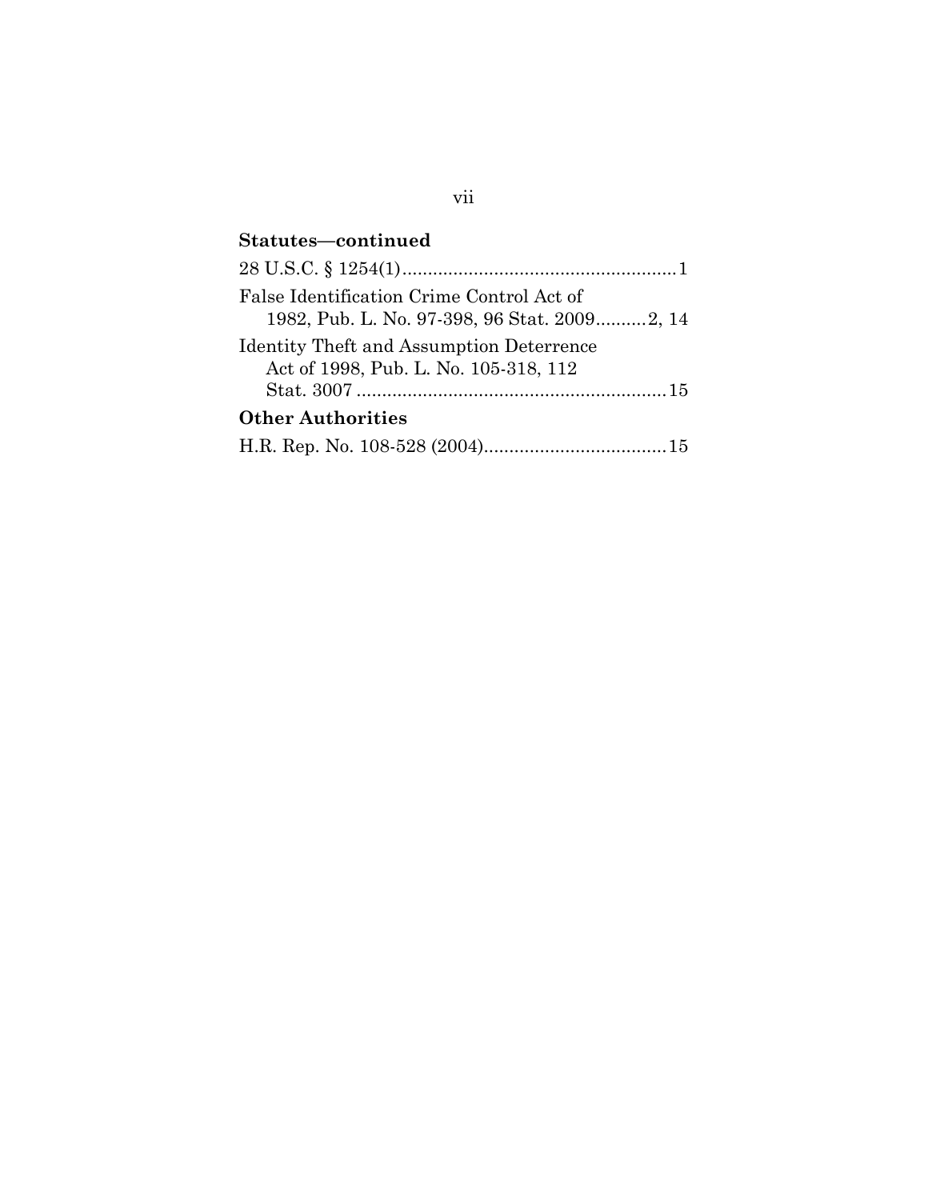**Statutes—continued**

28 U.S.C. § 1254(1)......................................................1

False Identification Crime Control Act of 1982, Pub. L. No. 97-398, 96 Stat. 2009..........2, 14

Identity Theft and Assumption Deterrence Act of 1998, Pub. L. No. 105-318, 112 Stat. 3007 ............................................................15

**Other Authorities**

H.R. Rep. No. 108-528 (2004)....................................15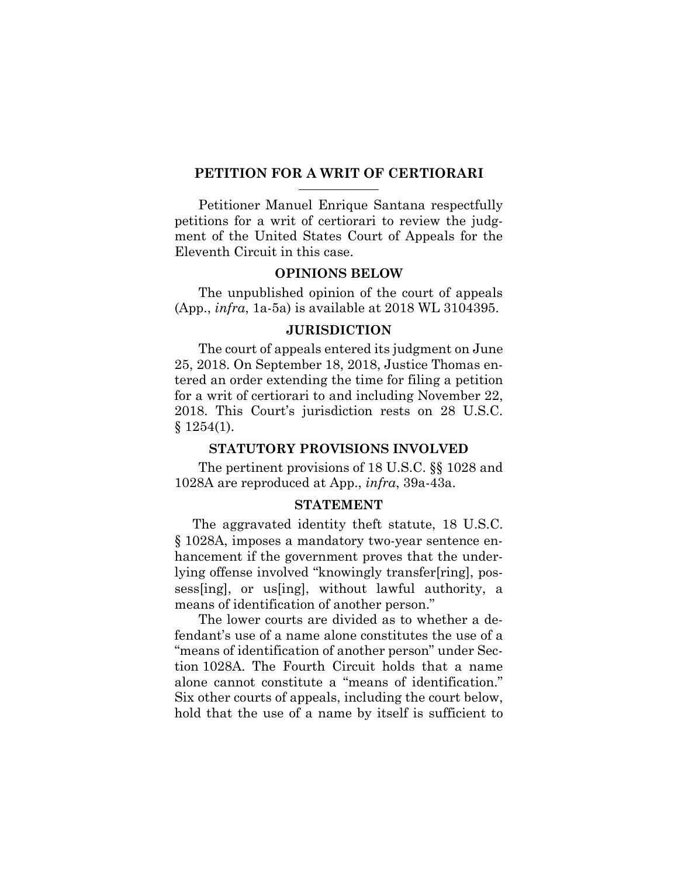## PETITION FOR A WRIT OF CERTIORARI

Petitioner Manuel Enrique Santana respectfully petitions for a writ of certiorari to review the judgment of the United States Court of Appeals for the Eleventh Circuit in this case.

### OPINIONS BELOW

The unpublished opinion of the court of appeals (App., *infra*, 1a-5a) is available at 2018 WL 3104395.

### JURISDICTION

The court of appeals entered its judgment on June 25, 2018. On September 18, 2018, Justice Thomas entered an order extending the time for filing a petition for a writ of certiorari to and including November 22, 2018. This Court's jurisdiction rests on 28 U.S.C. § 1254(1).

### STATUTORY PROVISIONS INVOLVED

The pertinent provisions of 18 U.S.C. §§ 1028 and 1028A are reproduced at App., *infra*, 39a-43a.

### STATEMENT

The aggravated identity theft statute, 18 U.S.C. § 1028A, imposes a mandatory two-year sentence enhancement if the government proves that the underlying offense involved "knowingly transfer[ring], possess[ing], or us[ing], without lawful authority, a means of identification of another person."

The lower courts are divided as to whether a defendant's use of a name alone constitutes the use of a "means of identification of another person" under Section 1028A. The Fourth Circuit holds that a name alone cannot constitute a "means of identification." Six other courts of appeals, including the court below, hold that the use of a name by itself is sufficient to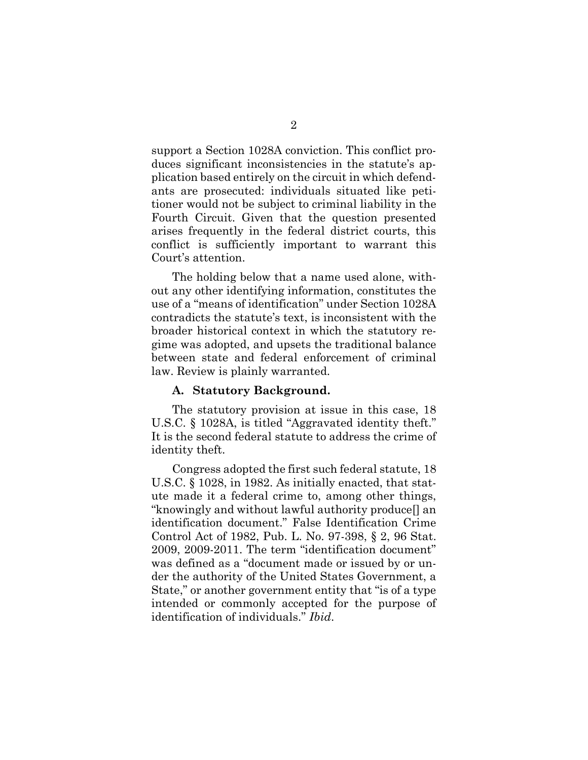support a Section 1028A conviction. This conflict produces significant inconsistencies in the statute's application based entirely on the circuit in which defendants are prosecuted: individuals situated like petitioner would not be subject to criminal liability in the Fourth Circuit. Given that the question presented arises frequently in the federal district courts, this conflict is sufficiently important to warrant this Court's attention.

The holding below that a name used alone, without any other identifying information, constitutes the use of a "means of identification" under Section 1028A contradicts the statute's text, is inconsistent with the broader historical context in which the statutory regime was adopted, and upsets the traditional balance between state and federal enforcement of criminal law. Review is plainly warranted.

### A. Statutory Background.

The statutory provision at issue in this case, 18 U.S.C. § 1028A, is titled "Aggravated identity theft." It is the second federal statute to address the crime of identity theft.

Congress adopted the first such federal statute, 18 U.S.C. § 1028, in 1982. As initially enacted, that statute made it a federal crime to, among other things, "knowingly and without lawful authority produce[] an identification document." False Identification Crime Control Act of 1982, Pub. L. No. 97-398, § 2, 96 Stat. 2009, 2009-2011. The term "identification document" was defined as a "document made or issued by or under the authority of the United States Government, a State," or another government entity that "is of a type intended or commonly accepted for the purpose of identification of individuals." *Ibid*.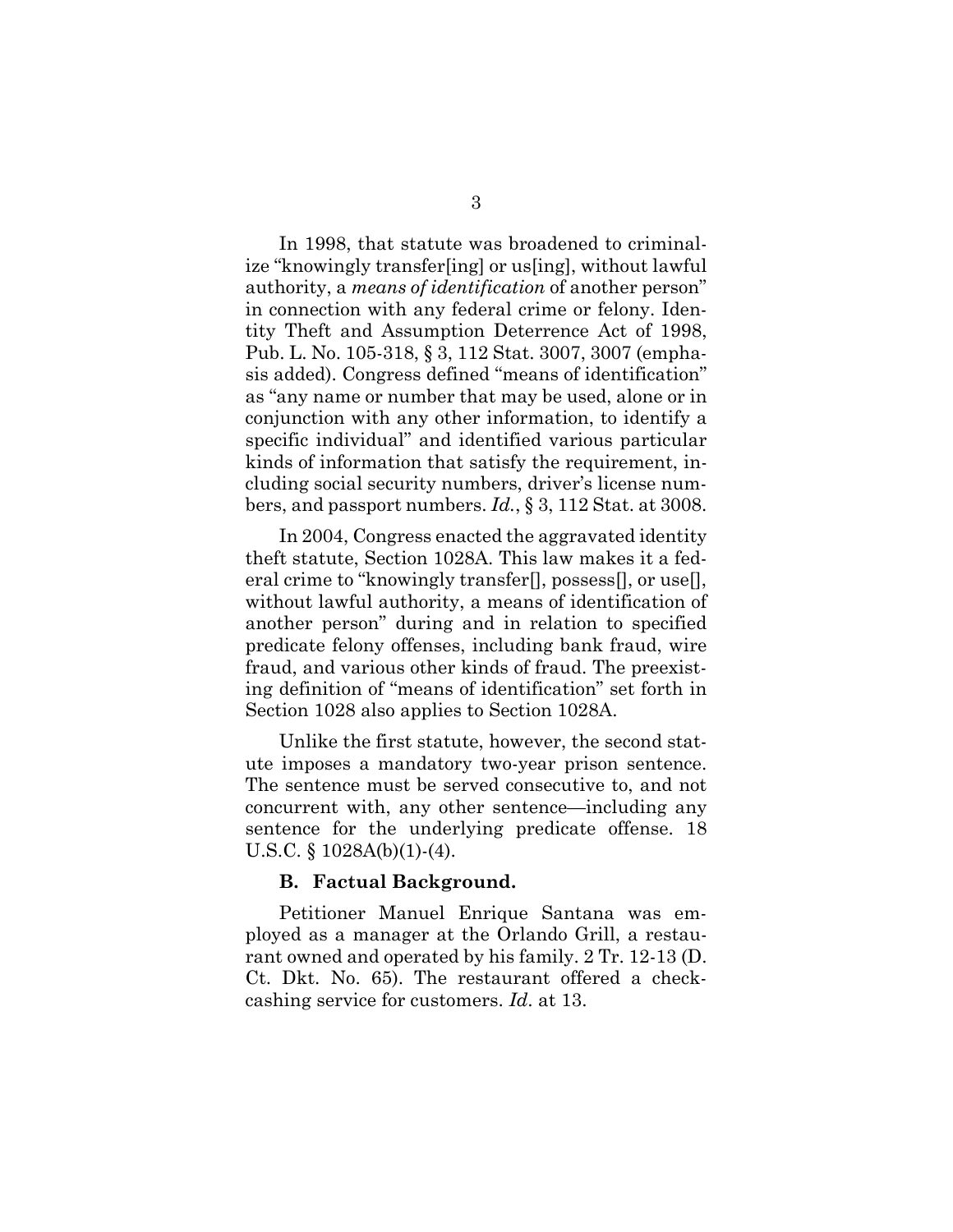In 1998, that statute was broadened to criminalize "knowingly transfer[ing] or us[ing], without lawful authority, a *means of identification* of another person" in connection with any federal crime or felony. Identity Theft and Assumption Deterrence Act of 1998, Pub. L. No. 105-318, § 3, 112 Stat. 3007, 3007 (emphasis added). Congress defined "means of identification" as "any name or number that may be used, alone or in conjunction with any other information, to identify a specific individual" and identified various particular kinds of information that satisfy the requirement, including social security numbers, driver's license numbers, and passport numbers. *Id.*, § 3, 112 Stat. at 3008.

In 2004, Congress enacted the aggravated identity theft statute, Section 1028A. This law makes it a federal crime to "knowingly transfer[], possess[], or use[], without lawful authority, a means of identification of another person" during and in relation to specified predicate felony offenses, including bank fraud, wire fraud, and various other kinds of fraud. The preexisting definition of "means of identification" set forth in Section 1028 also applies to Section 1028A.

Unlike the first statute, however, the second statute imposes a mandatory two-year prison sentence. The sentence must be served consecutive to, and not concurrent with, any other sentence—including any sentence for the underlying predicate offense. 18 U.S.C. § 1028A(b)(1)-(4).

### B. Factual Background.

Petitioner Manuel Enrique Santana was employed as a manager at the Orlando Grill, a restaurant owned and operated by his family. 2 Tr. 12-13 (D. Ct. Dkt. No. 65). The restaurant offered a check-cashing service for customers. *Id.* at 13.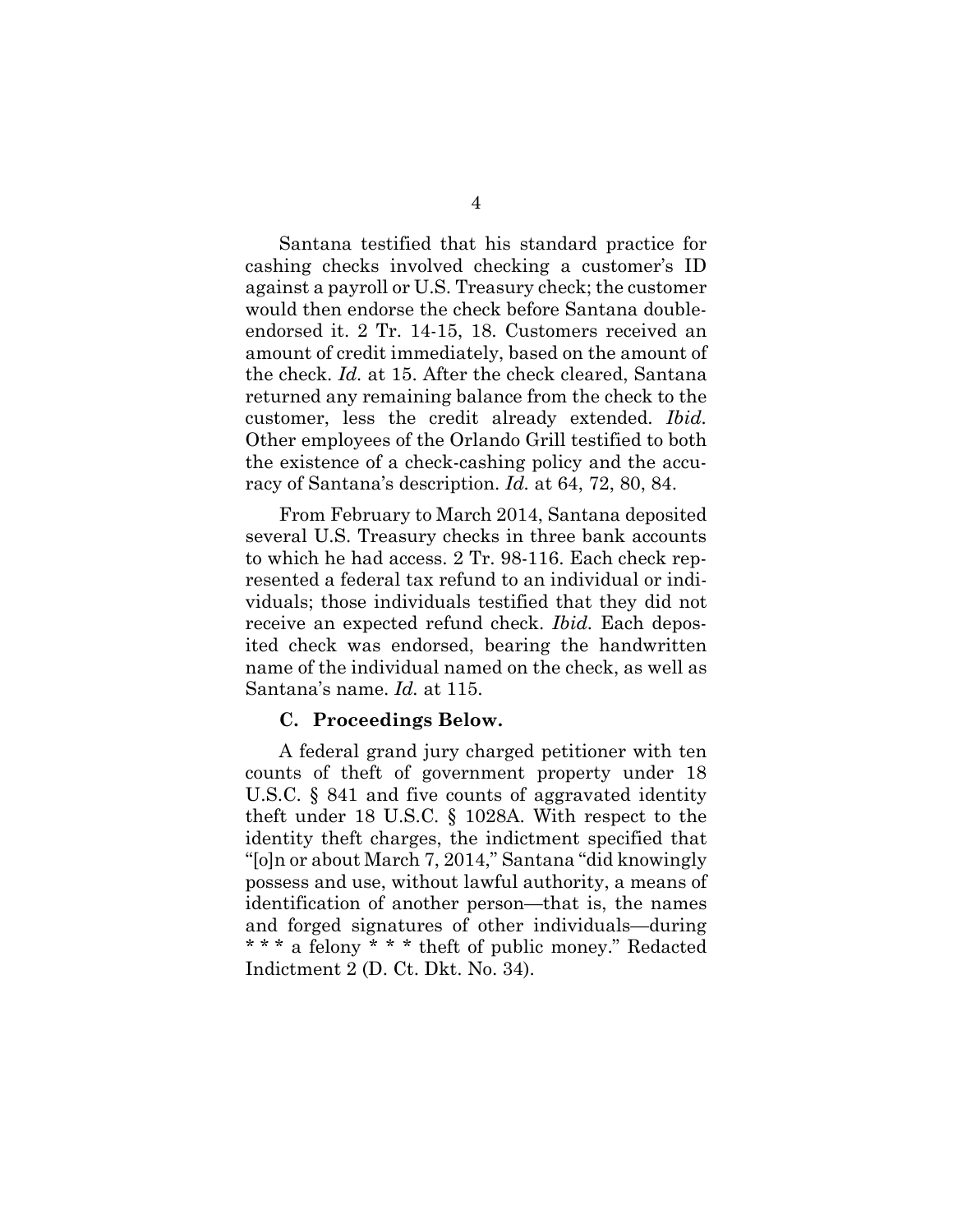Santana testified that his standard practice for cashing checks involved checking a customer's ID against a payroll or U.S. Treasury check; the customer would then endorse the check before Santana double-endorsed it. 2 Tr. 14-15, 18. Customers received an amount of credit immediately, based on the amount of the check. *Id.* at 15. After the check cleared, Santana returned any remaining balance from the check to the customer, less the credit already extended. *Ibid.* Other employees of the Orlando Grill testified to both the existence of a check-cashing policy and the accuracy of Santana's description. *Id.* at 64, 72, 80, 84.

From February to March 2014, Santana deposited several U.S. Treasury checks in three bank accounts to which he had access. 2 Tr. 98-116. Each check represented a federal tax refund to an individual or individuals; those individuals testified that they did not receive an expected refund check. *Ibid.* Each deposited check was endorsed, bearing the handwritten name of the individual named on the check, as well as Santana's name. *Id.* at 115.

### C. Proceedings Below.

A federal grand jury charged petitioner with ten counts of theft of government property under 18 U.S.C. § 841 and five counts of aggravated identity theft under 18 U.S.C. § 1028A. With respect to the identity theft charges, the indictment specified that "[o]n or about March 7, 2014," Santana "did knowingly possess and use, without lawful authority, a means of identification of another person—that is, the names and forged signatures of other individuals—during * * * a felony * * * theft of public money." Redacted Indictment 2 (D. Ct. Dkt. No. 34).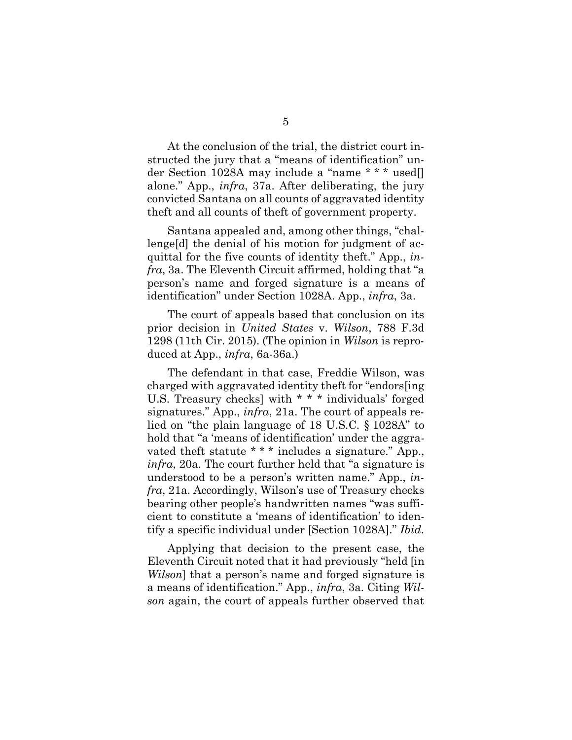At the conclusion of the trial, the district court instructed the jury that a "means of identification" under Section 1028A may include a "name * * * used[] alone." App., *infra*, 37a. After deliberating, the jury convicted Santana on all counts of aggravated identity theft and all counts of theft of government property.

Santana appealed and, among other things, "challenge[d] the denial of his motion for judgment of acquittal for the five counts of identity theft." App., *infra*, 3a. The Eleventh Circuit affirmed, holding that "a person's name and forged signature is a means of identification" under Section 1028A. App., *infra*, 3a.

The court of appeals based that conclusion on its prior decision in *United States* v. *Wilson*, 788 F.3d 1298 (11th Cir. 2015). (The opinion in *Wilson* is reproduced at App., *infra*, 6a-36a.)

The defendant in that case, Freddie Wilson, was charged with aggravated identity theft for "endors[ing U.S. Treasury checks] with * * * individuals' forged signatures." App., *infra*, 21a. The court of appeals relied on "the plain language of 18 U.S.C. § 1028A" to hold that "a 'means of identification' under the aggravated theft statute * * * includes a signature." App., *infra*, 20a. The court further held that "a signature is understood to be a person's written name." App., *infra*, 21a. Accordingly, Wilson's use of Treasury checks bearing other people's handwritten names "was sufficient to constitute a 'means of identification' to identify a specific individual under [Section 1028A]." *Ibid.*

Applying that decision to the present case, the Eleventh Circuit noted that it had previously "held [in *Wilson*] that a person's name and forged signature is a means of identification." App., *infra*, 3a. Citing *Wilson* again, the court of appeals further observed that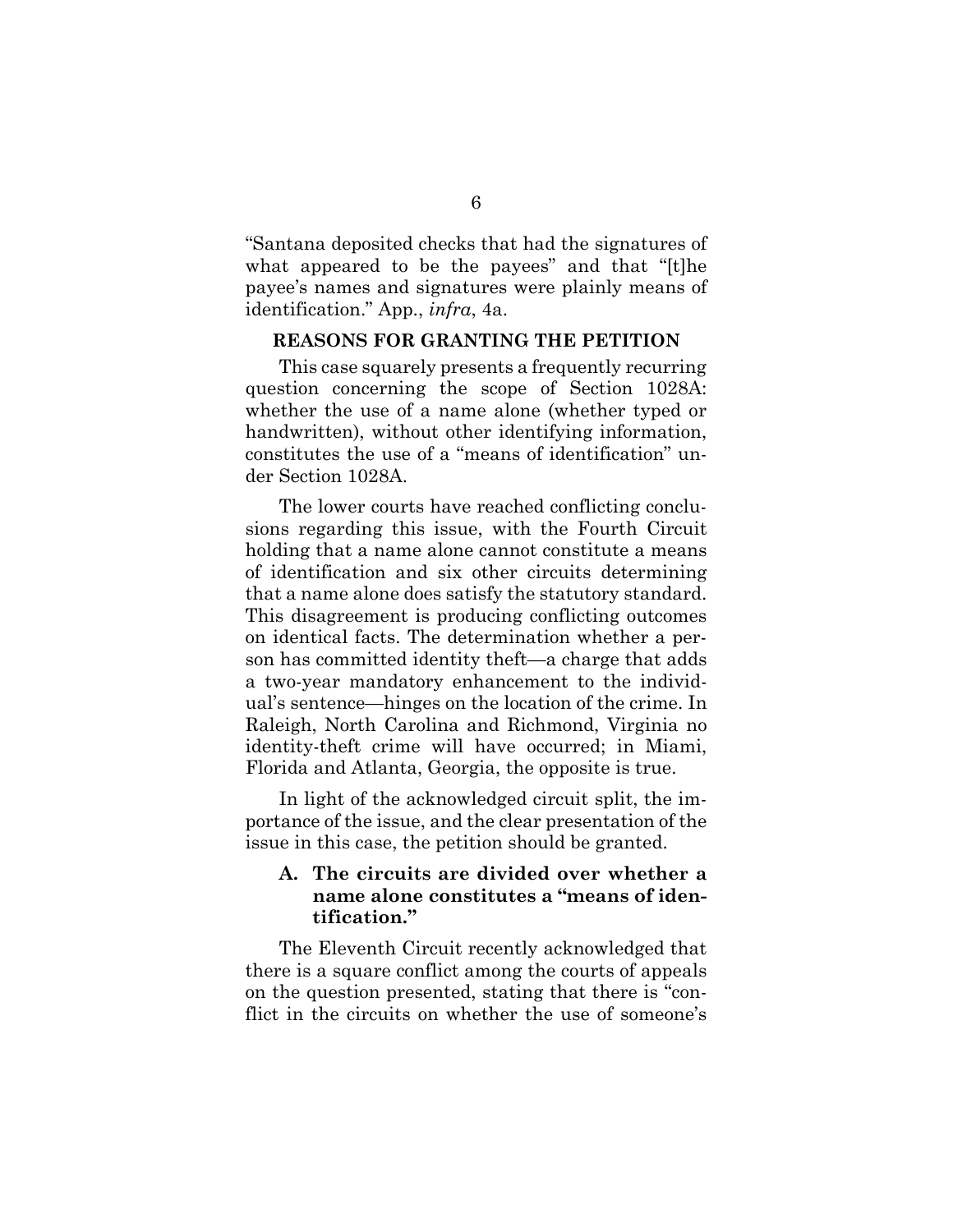"Santana deposited checks that had the signatures of what appeared to be the payees" and that "[t]he payee's names and signatures were plainly means of identification." App., *infra*, 4a.

## REASONS FOR GRANTING THE PETITION

This case squarely presents a frequently recurring question concerning the scope of Section 1028A: whether the use of a name alone (whether typed or handwritten), without other identifying information, constitutes the use of a "means of identification" under Section 1028A.

The lower courts have reached conflicting conclusions regarding this issue, with the Fourth Circuit holding that a name alone cannot constitute a means of identification and six other circuits determining that a name alone does satisfy the statutory standard. This disagreement is producing conflicting outcomes on identical facts. The determination whether a person has committed identity theft—a charge that adds a two-year mandatory enhancement to the individual's sentence—hinges on the location of the crime. In Raleigh, North Carolina and Richmond, Virginia no identity-theft crime will have occurred; in Miami, Florida and Atlanta, Georgia, the opposite is true.

In light of the acknowledged circuit split, the importance of the issue, and the clear presentation of the issue in this case, the petition should be granted.

### A. The circuits are divided over whether a name alone constitutes a "means of identification."

The Eleventh Circuit recently acknowledged that there is a square conflict among the courts of appeals on the question presented, stating that there is "conflict in the circuits on whether the use of someone's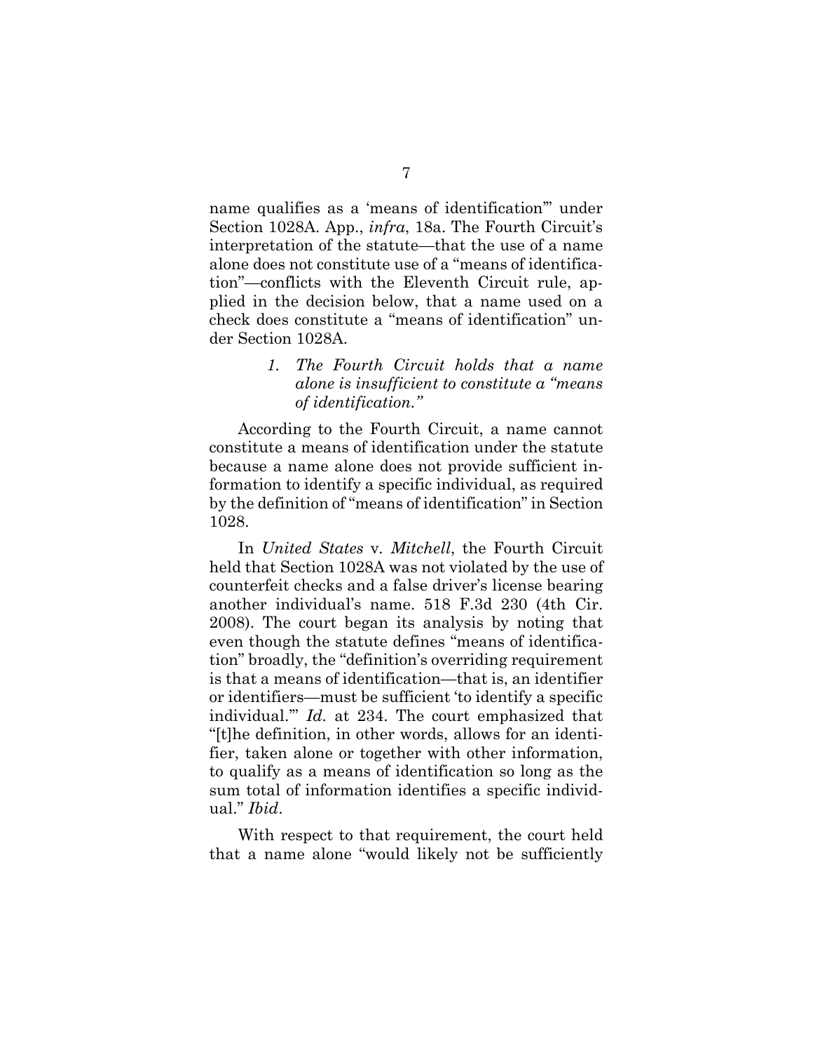name qualifies as a 'means of identification'" under Section 1028A. App., *infra*, 18a. The Fourth Circuit's interpretation of the statute—that the use of a name alone does not constitute use of a "means of identification"—conflicts with the Eleventh Circuit rule, applied in the decision below, that a name used on a check does constitute a "means of identification" under Section 1028A.

1. *The Fourth Circuit holds that a name alone is insufficient to constitute a "means of identification."*

According to the Fourth Circuit, a name cannot constitute a means of identification under the statute because a name alone does not provide sufficient information to identify a specific individual, as required by the definition of "means of identification" in Section 1028.

In *United States* v. *Mitchell*, the Fourth Circuit held that Section 1028A was not violated by the use of counterfeit checks and a false driver's license bearing another individual's name. 518 F.3d 230 (4th Cir. 2008). The court began its analysis by noting that even though the statute defines "means of identification" broadly, the "definition's overriding requirement is that a means of identification—that is, an identifier or identifiers—must be sufficient 'to identify a specific individual.'" *Id.* at 234. The court emphasized that "[t]he definition, in other words, allows for an identifier, taken alone or together with other information, to qualify as a means of identification so long as the sum total of information identifies a specific individual." *Ibid*.

With respect to that requirement, the court held that a name alone "would likely not be sufficiently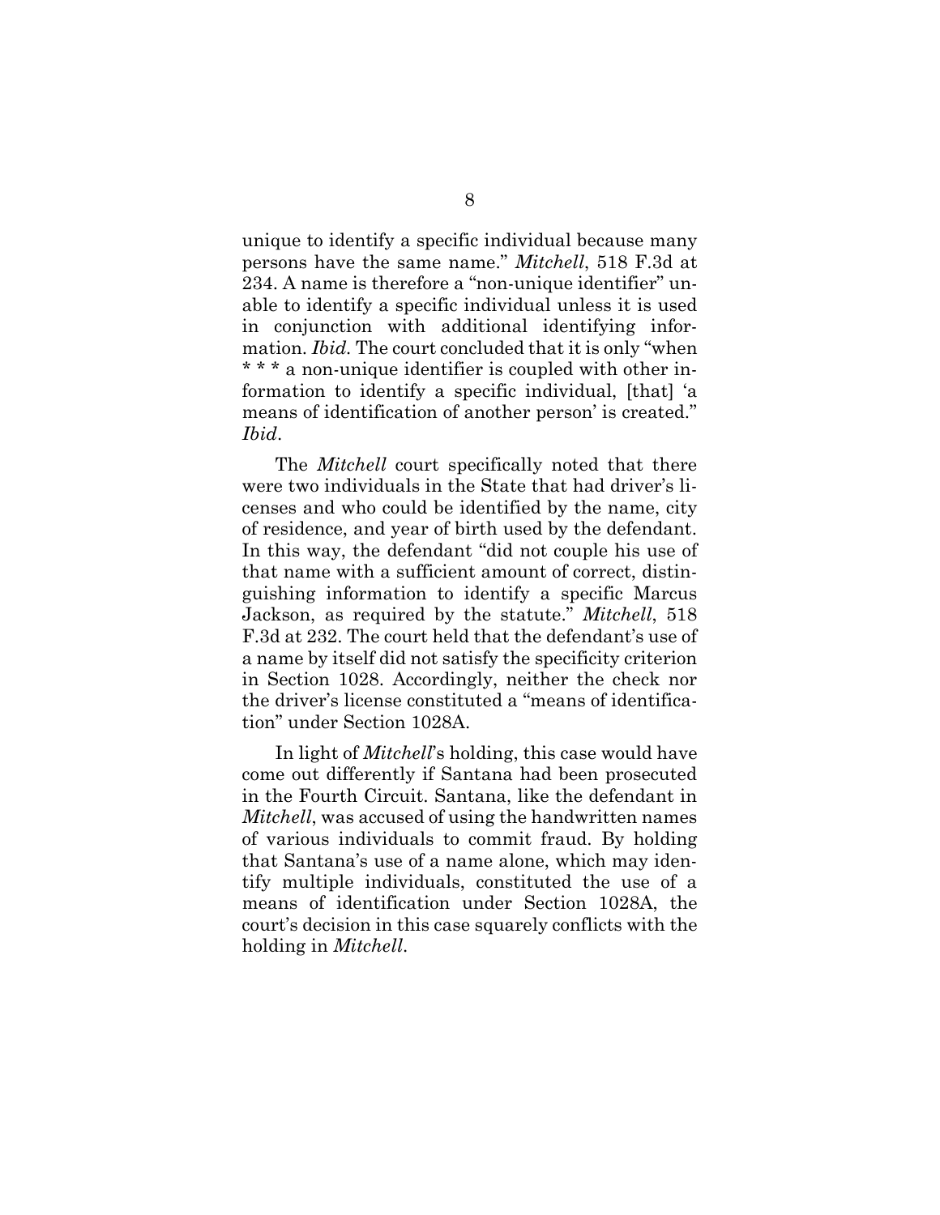unique to identify a specific individual because many persons have the same name." *Mitchell*, 518 F.3d at 234. A name is therefore a "non-unique identifier" unable to identify a specific individual unless it is used in conjunction with additional identifying information. *Ibid*. The court concluded that it is only "when * * * a non-unique identifier is coupled with other information to identify a specific individual, [that] 'a means of identification of another person' is created." *Ibid*.

The *Mitchell* court specifically noted that there were two individuals in the State that had driver's licenses and who could be identified by the name, city of residence, and year of birth used by the defendant. In this way, the defendant "did not couple his use of that name with a sufficient amount of correct, distinguishing information to identify a specific Marcus Jackson, as required by the statute." *Mitchell*, 518 F.3d at 232. The court held that the defendant's use of a name by itself did not satisfy the specificity criterion in Section 1028. Accordingly, neither the check nor the driver's license constituted a "means of identification" under Section 1028A.

In light of *Mitchell*'s holding, this case would have come out differently if Santana had been prosecuted in the Fourth Circuit. Santana, like the defendant in *Mitchell*, was accused of using the handwritten names of various individuals to commit fraud. By holding that Santana's use of a name alone, which may identify multiple individuals, constituted the use of a means of identification under Section 1028A, the court's decision in this case squarely conflicts with the holding in *Mitchell*.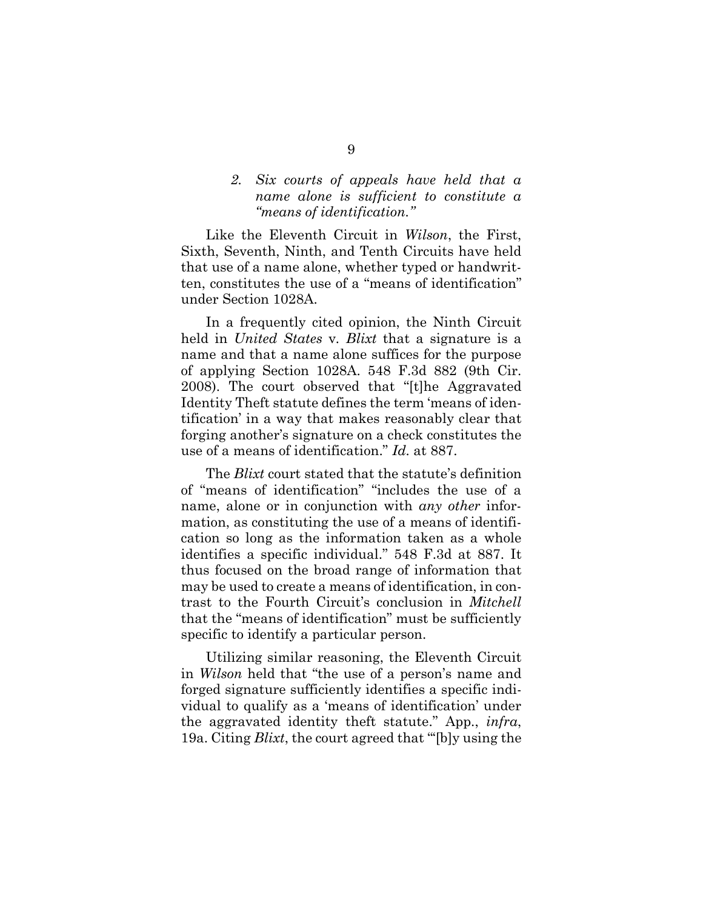*2. Six courts of appeals have held that a name alone is sufficient to constitute a "means of identification."*

Like the Eleventh Circuit in *Wilson*, the First, Sixth, Seventh, Ninth, and Tenth Circuits have held that use of a name alone, whether typed or handwritten, constitutes the use of a "means of identification" under Section 1028A.

In a frequently cited opinion, the Ninth Circuit held in *United States* v. *Blixt* that a signature is a name and that a name alone suffices for the purpose of applying Section 1028A. 548 F.3d 882 (9th Cir. 2008). The court observed that "[t]he Aggravated Identity Theft statute defines the term 'means of identification' in a way that makes reasonably clear that forging another's signature on a check constitutes the use of a means of identification." *Id.* at 887.

The *Blixt* court stated that the statute's definition of "means of identification" "includes the use of a name, alone or in conjunction with *any other* information, as constituting the use of a means of identification so long as the information taken as a whole identifies a specific individual." 548 F.3d at 887. It thus focused on the broad range of information that may be used to create a means of identification, in contrast to the Fourth Circuit's conclusion in *Mitchell* that the "means of identification" must be sufficiently specific to identify a particular person.

Utilizing similar reasoning, the Eleventh Circuit in *Wilson* held that "the use of a person's name and forged signature sufficiently identifies a specific individual to qualify as a 'means of identification' under the aggravated identity theft statute." App., *infra*, 19a. Citing *Blixt*, the court agreed that "'[b]y using the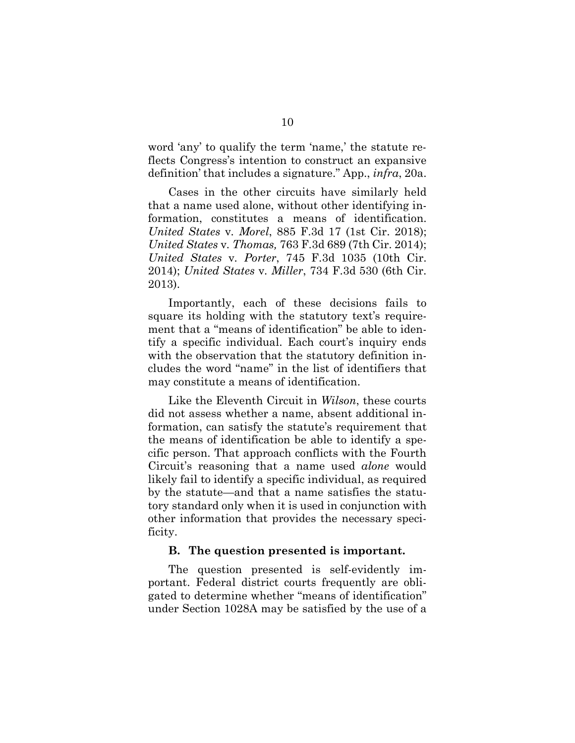word 'any' to qualify the term 'name,' the statute reflects Congress's intention to construct an expansive definition' that includes a signature." App., *infra*, 20a.

Cases in the other circuits have similarly held that a name used alone, without other identifying information, constitutes a means of identification. *United States* v. *Morel*, 885 F.3d 17 (1st Cir. 2018); *United States* v. *Thomas,* 763 F.3d 689 (7th Cir. 2014); *United States* v. *Porter*, 745 F.3d 1035 (10th Cir. 2014); *United States* v. *Miller*, 734 F.3d 530 (6th Cir. 2013).

Importantly, each of these decisions fails to square its holding with the statutory text's requirement that a "means of identification" be able to identify a specific individual. Each court's inquiry ends with the observation that the statutory definition includes the word "name" in the list of identifiers that may constitute a means of identification.

Like the Eleventh Circuit in *Wilson*, these courts did not assess whether a name, absent additional information, can satisfy the statute's requirement that the means of identification be able to identify a specific person. That approach conflicts with the Fourth Circuit's reasoning that a name used *alone* would likely fail to identify a specific individual, as required by the statute—and that a name satisfies the statutory standard only when it is used in conjunction with other information that provides the necessary specificity.

### B. The question presented is important.

The question presented is self-evidently important. Federal district courts frequently are obligated to determine whether "means of identification" under Section 1028A may be satisfied by the use of a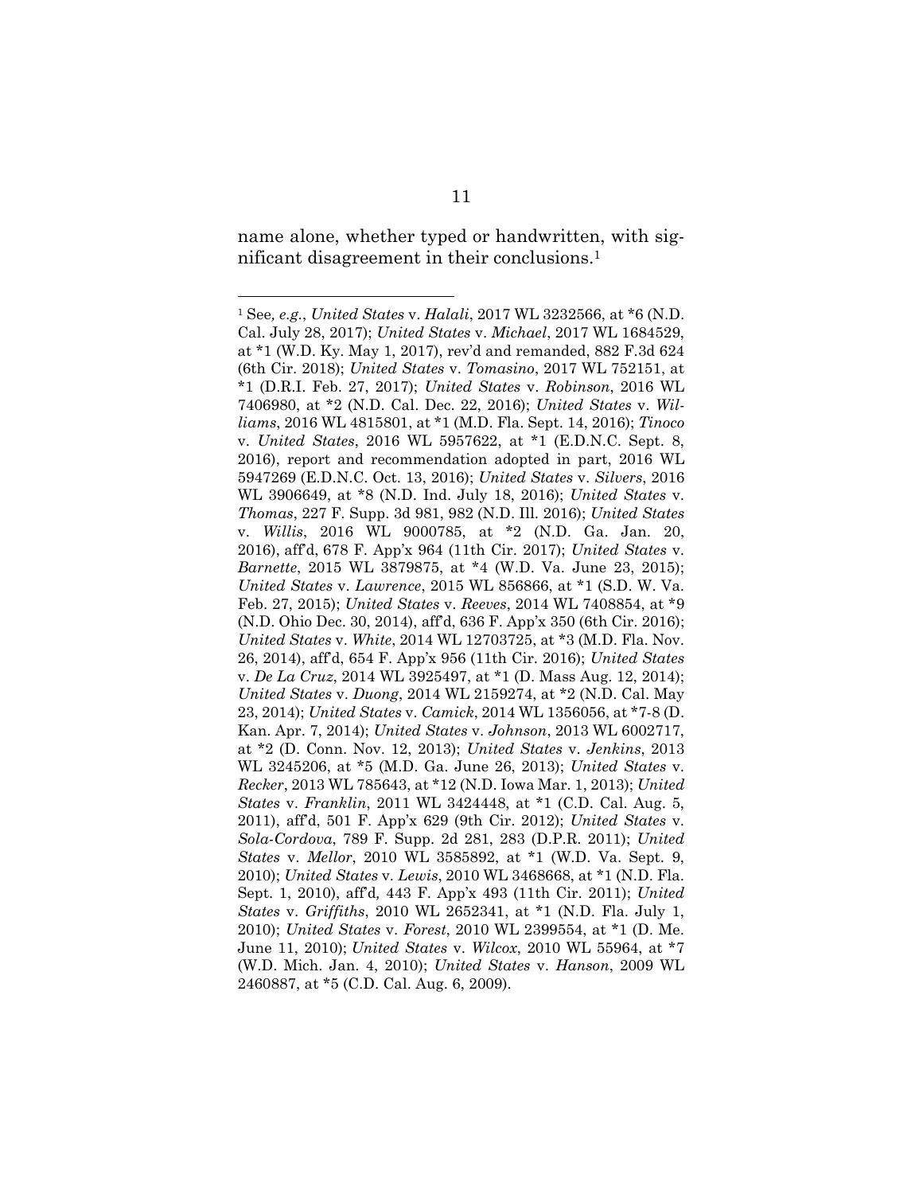name alone, whether typed or handwritten, with significant disagreement in their conclusions.[1]

---

[1] See*, e.g.*, *United States* v. *Halali*, 2017 WL 3232566, at *6 (N.D. Cal. July 28, 2017); *United States* v. *Michael*, 2017 WL 1684529, at *1 (W.D. Ky. May 1, 2017), rev'd and remanded, 882 F.3d 624 (6th Cir. 2018); *United States* v. *Tomasino*, 2017 WL 752151, at *1 (D.R.I. Feb. 27, 2017); *United States* v. *Robinson*, 2016 WL 7406980, at *2 (N.D. Cal. Dec. 22, 2016); *United States* v. *Williams*, 2016 WL 4815801, at *1 (M.D. Fla. Sept. 14, 2016); *Tinoco* v. *United States*, 2016 WL 5957622, at *1 (E.D.N.C. Sept. 8, 2016), report and recommendation adopted in part, 2016 WL 5947269 (E.D.N.C. Oct. 13, 2016); *United States* v. *Silvers*, 2016 WL 3906649, at *8 (N.D. Ind. July 18, 2016); *United States* v. *Thomas*, 227 F. Supp. 3d 981, 982 (N.D. Ill. 2016); *United States* v. *Willis*, 2016 WL 9000785, at *2 (N.D. Ga. Jan. 20, 2016), aff'd, 678 F. App'x 964 (11th Cir. 2017); *United States* v. *Barnette*, 2015 WL 3879875, at *4 (W.D. Va. June 23, 2015); *United States* v. *Lawrence*, 2015 WL 856866, at *1 (S.D. W. Va. Feb. 27, 2015); *United States* v. *Reeves*, 2014 WL 7408854, at *9 (N.D. Ohio Dec. 30, 2014), aff'd, 636 F. App'x 350 (6th Cir. 2016); *United States* v. *White*, 2014 WL 12703725, at *3 (M.D. Fla. Nov. 26, 2014), aff'd, 654 F. App'x 956 (11th Cir. 2016); *United States* v. *De La Cruz*, 2014 WL 3925497, at *1 (D. Mass Aug. 12, 2014); *United States* v. *Duong*, 2014 WL 2159274, at *2 (N.D. Cal. May 23, 2014); *United States* v. *Camick*, 2014 WL 1356056, at *7-8 (D. Kan. Apr. 7, 2014); *United States* v. *Johnson*, 2013 WL 6002717, at *2 (D. Conn. Nov. 12, 2013); *United States* v. *Jenkins*, 2013 WL 3245206, at *5 (M.D. Ga. June 26, 2013); *United States* v. *Recker*, 2013 WL 785643, at *12 (N.D. Iowa Mar. 1, 2013); *United States* v. *Franklin*, 2011 WL 3424448, at *1 (C.D. Cal. Aug. 5, 2011), aff'd, 501 F. App'x 629 (9th Cir. 2012); *United States* v. *Sola-Cordova*, 789 F. Supp. 2d 281, 283 (D.P.R. 2011); *United States* v. *Mellor*, 2010 WL 3585892, at *1 (W.D. Va. Sept. 9, 2010); *United States* v. *Lewis*, 2010 WL 3468668, at *1 (N.D. Fla. Sept. 1, 2010), aff'd*,* 443 F. App'x 493 (11th Cir. 2011); *United States* v. *Griffiths*, 2010 WL 2652341, at *1 (N.D. Fla. July 1, 2010); *United States* v. *Forest*, 2010 WL 2399554, at *1 (D. Me. June 11, 2010); *United States* v. *Wilcox*, 2010 WL 55964, at *7 (W.D. Mich. Jan. 4, 2010); *United States* v. *Hanson*, 2009 WL 2460887, at *5 (C.D. Cal. Aug. 6, 2009).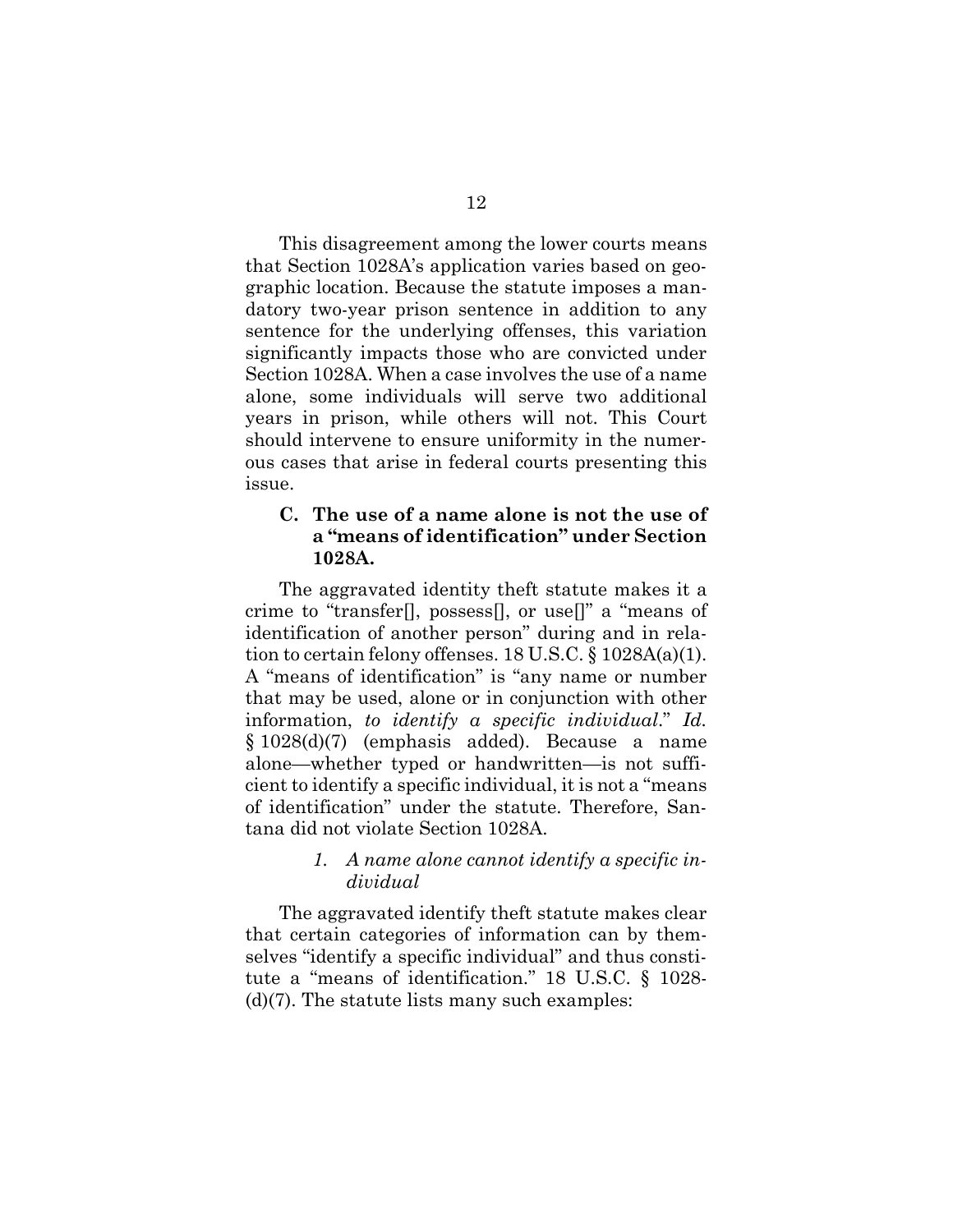This disagreement among the lower courts means that Section 1028A's application varies based on geographic location. Because the statute imposes a mandatory two-year prison sentence in addition to any sentence for the underlying offenses, this variation significantly impacts those who are convicted under Section 1028A. When a case involves the use of a name alone, some individuals will serve two additional years in prison, while others will not. This Court should intervene to ensure uniformity in the numerous cases that arise in federal courts presenting this issue.

### C. The use of a name alone is not the use of a "means of identification" under Section 1028A.

The aggravated identity theft statute makes it a crime to "transfer[], possess[], or use[]" a "means of identification of another person" during and in relation to certain felony offenses. 18 U.S.C. § 1028A(a)(1). A "means of identification" is "any name or number that may be used, alone or in conjunction with other information, *to identify a specific individual*." *Id.* § 1028(d)(7) (emphasis added). Because a name alone—whether typed or handwritten—is not sufficient to identify a specific individual, it is not a "means of identification" under the statute. Therefore, Santana did not violate Section 1028A.

#### *1. A name alone cannot identify a specific individual*

The aggravated identify theft statute makes clear that certain categories of information can by themselves "identify a specific individual" and thus constitute a "means of identification." 18 U.S.C. § 1028(d)(7). The statute lists many such examples: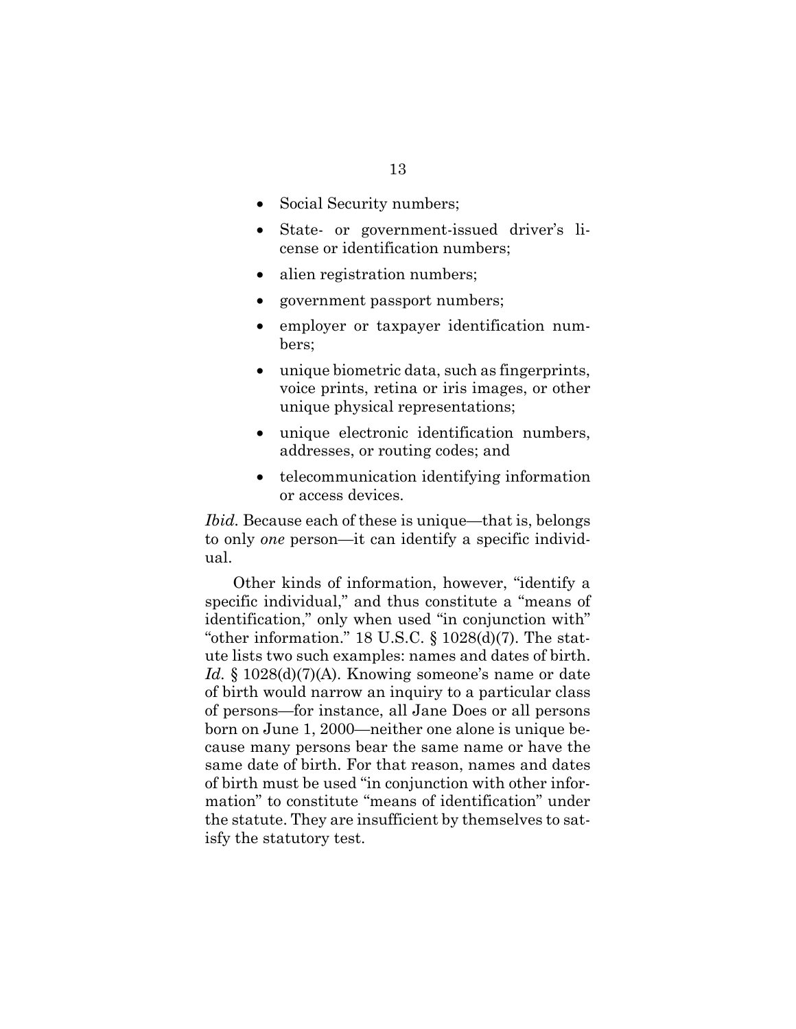- Social Security numbers;
- State- or government-issued driver's license or identification numbers;
- alien registration numbers;
- government passport numbers;
- employer or taxpayer identification numbers;
- unique biometric data, such as fingerprints, voice prints, retina or iris images, or other unique physical representations;
- unique electronic identification numbers, addresses, or routing codes; and
- telecommunication identifying information or access devices.

*Ibid.* Because each of these is unique—that is, belongs to only *one* person—it can identify a specific individual.

Other kinds of information, however, "identify a specific individual," and thus constitute a "means of identification," only when used "in conjunction with" "other information." 18 U.S.C. § 1028(d)(7). The statute lists two such examples: names and dates of birth. *Id.* § 1028(d)(7)(A). Knowing someone's name or date of birth would narrow an inquiry to a particular class of persons—for instance, all Jane Does or all persons born on June 1, 2000—neither one alone is unique because many persons bear the same name or have the same date of birth. For that reason, names and dates of birth must be used "in conjunction with other information" to constitute "means of identification" under the statute. They are insufficient by themselves to satisfy the statutory test.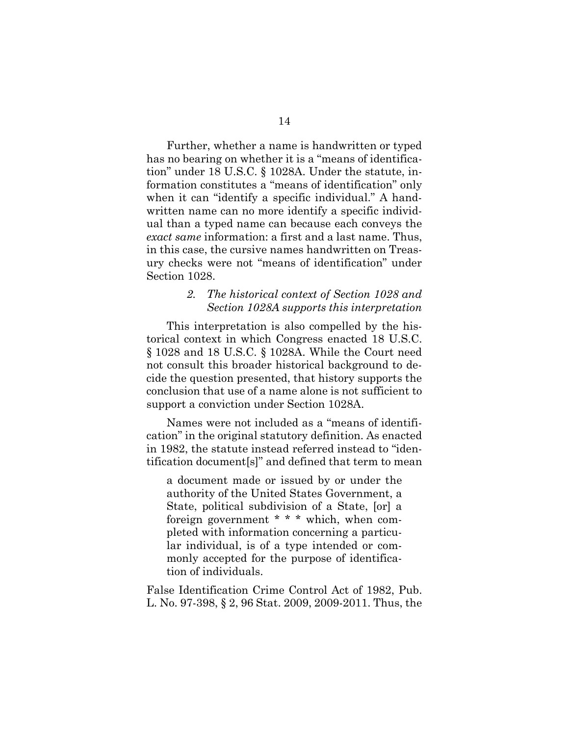Further, whether a name is handwritten or typed has no bearing on whether it is a "means of identification" under 18 U.S.C. § 1028A. Under the statute, information constitutes a "means of identification" only when it can "identify a specific individual." A handwritten name can no more identify a specific individual than a typed name can because each conveys the *exact same* information: a first and a last name. Thus, in this case, the cursive names handwritten on Treasury checks were not "means of identification" under Section 1028.

#### *2. The historical context of Section 1028 and Section 1028A supports this interpretation*

This interpretation is also compelled by the historical context in which Congress enacted 18 U.S.C. § 1028 and 18 U.S.C. § 1028A. While the Court need not consult this broader historical background to decide the question presented, that history supports the conclusion that use of a name alone is not sufficient to support a conviction under Section 1028A.

Names were not included as a "means of identification" in the original statutory definition. As enacted in 1982, the statute instead referred instead to "identification document[s]" and defined that term to mean

> a document made or issued by or under the authority of the United States Government, a State, political subdivision of a State, [or] a foreign government * * * which, when completed with information concerning a particular individual, is of a type intended or commonly accepted for the purpose of identification of individuals.

False Identification Crime Control Act of 1982, Pub. L. No. 97-398, § 2, 96 Stat. 2009, 2009-2011. Thus, the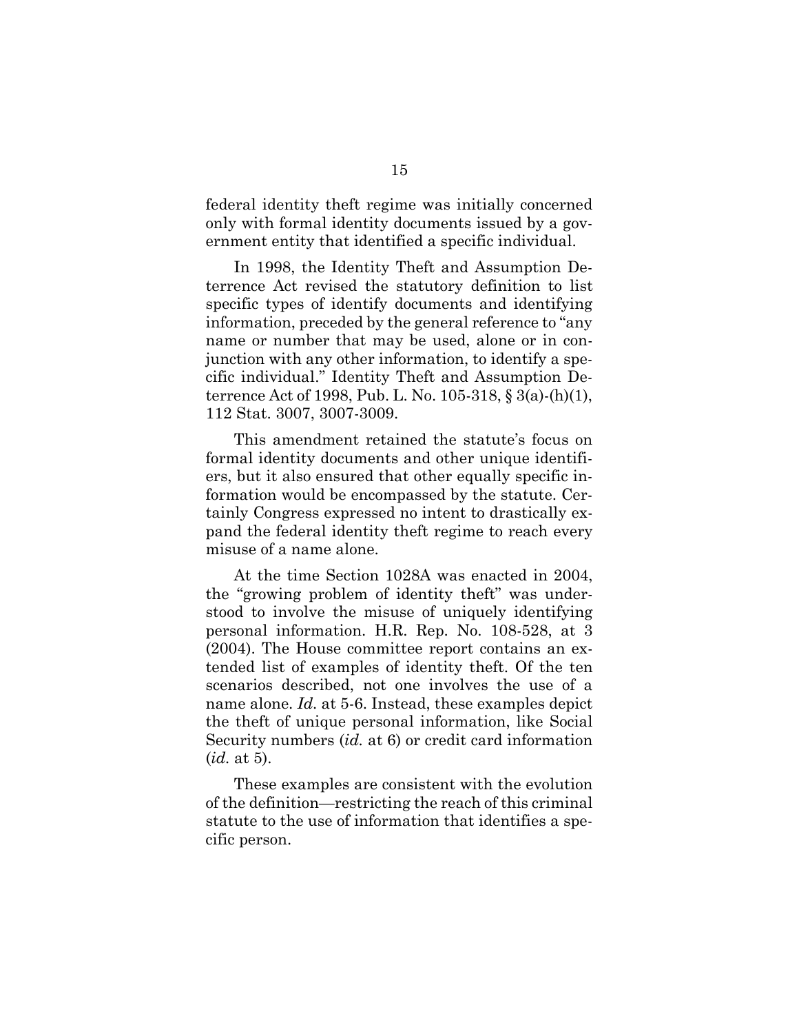federal identity theft regime was initially concerned only with formal identity documents issued by a government entity that identified a specific individual.

In 1998, the Identity Theft and Assumption Deterrence Act revised the statutory definition to list specific types of identify documents and identifying information, preceded by the general reference to "any name or number that may be used, alone or in conjunction with any other information, to identify a specific individual." Identity Theft and Assumption Deterrence Act of 1998, Pub. L. No. 105-318, § 3(a)-(h)(1), 112 Stat. 3007, 3007-3009.

This amendment retained the statute's focus on formal identity documents and other unique identifiers, but it also ensured that other equally specific information would be encompassed by the statute. Certainly Congress expressed no intent to drastically expand the federal identity theft regime to reach every misuse of a name alone.

At the time Section 1028A was enacted in 2004, the "growing problem of identity theft" was understood to involve the misuse of uniquely identifying personal information. H.R. Rep. No. 108-528, at 3 (2004). The House committee report contains an extended list of examples of identity theft. Of the ten scenarios described, not one involves the use of a name alone. *Id.* at 5-6. Instead, these examples depict the theft of unique personal information, like Social Security numbers (*id.* at 6) or credit card information (*id.* at 5).

These examples are consistent with the evolution of the definition—restricting the reach of this criminal statute to the use of information that identifies a specific person.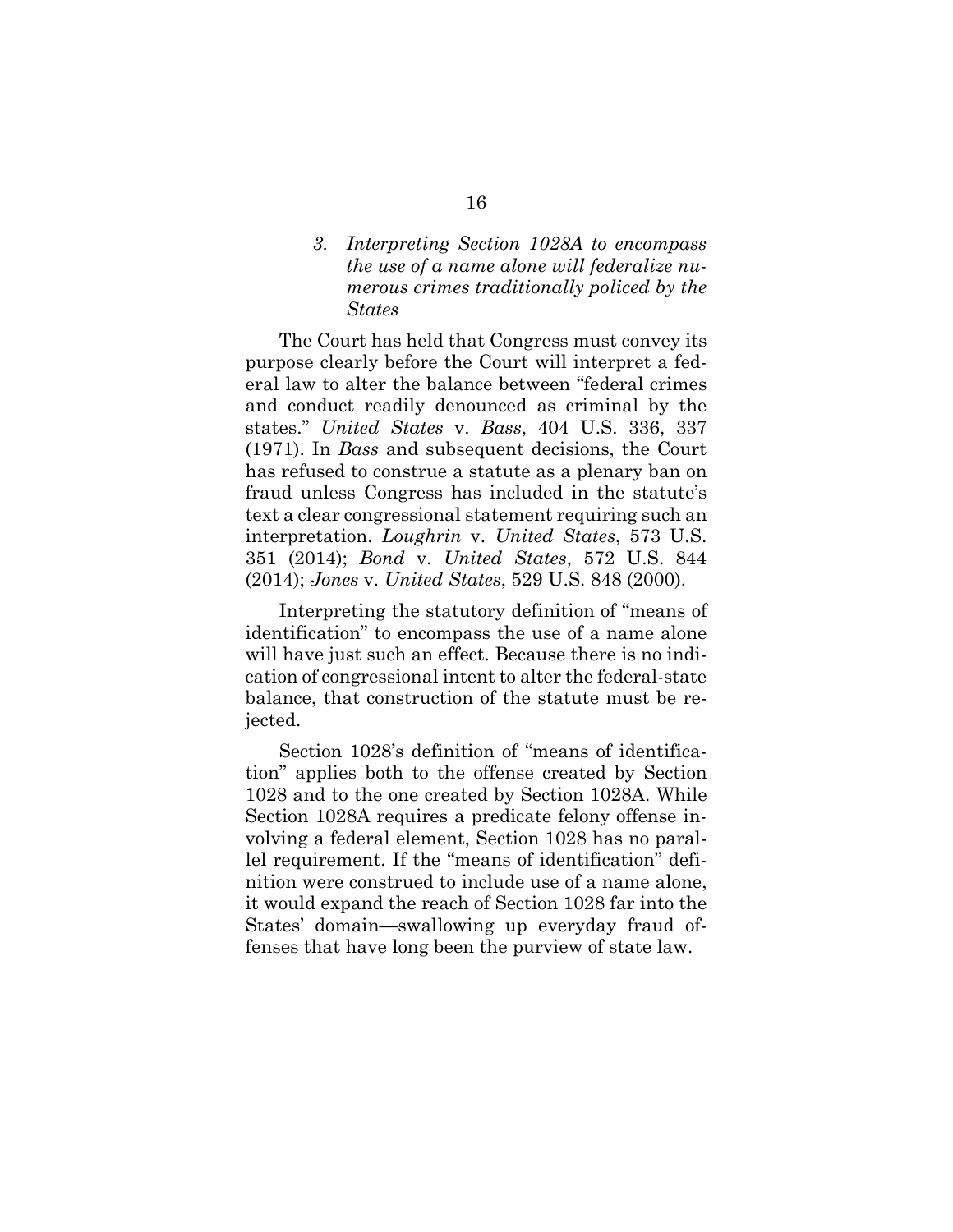### *3. Interpreting Section 1028A to encompass the use of a name alone will federalize numerous crimes traditionally policed by the States*

The Court has held that Congress must convey its purpose clearly before the Court will interpret a federal law to alter the balance between "federal crimes and conduct readily denounced as criminal by the states." *United States* v. *Bass*, 404 U.S. 336, 337 (1971). In *Bass* and subsequent decisions, the Court has refused to construe a statute as a plenary ban on fraud unless Congress has included in the statute's text a clear congressional statement requiring such an interpretation. *Loughrin* v. *United States*, 573 U.S. 351 (2014); *Bond* v. *United States*, 572 U.S. 844 (2014); *Jones* v. *United States*, 529 U.S. 848 (2000).

Interpreting the statutory definition of "means of identification" to encompass the use of a name alone will have just such an effect. Because there is no indication of congressional intent to alter the federal-state balance, that construction of the statute must be rejected.

Section 1028's definition of "means of identification" applies both to the offense created by Section 1028 and to the one created by Section 1028A. While Section 1028A requires a predicate felony offense involving a federal element, Section 1028 has no parallel requirement. If the "means of identification" definition were construed to include use of a name alone, it would expand the reach of Section 1028 far into the States' domain—swallowing up everyday fraud offenses that have long been the purview of state law.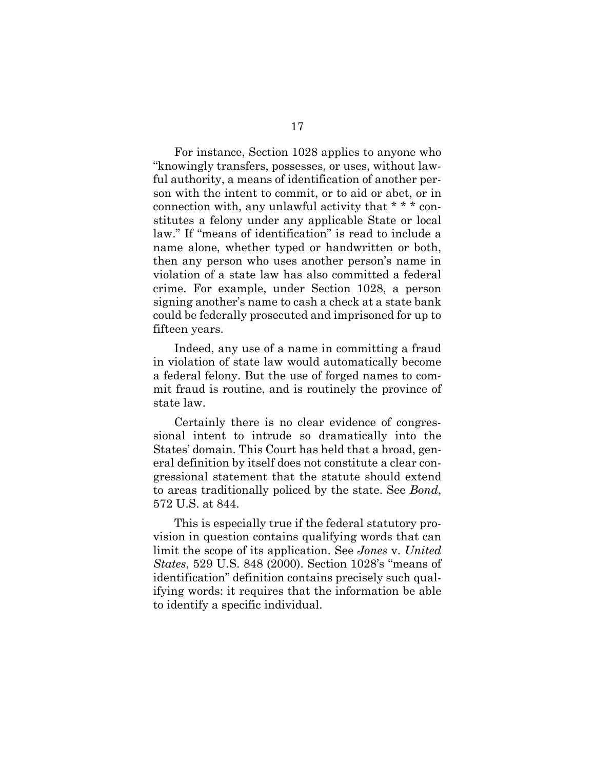For instance, Section 1028 applies to anyone who "knowingly transfers, possesses, or uses, without lawful authority, a means of identification of another person with the intent to commit, or to aid or abet, or in connection with, any unlawful activity that * * * constitutes a felony under any applicable State or local law." If "means of identification" is read to include a name alone, whether typed or handwritten or both, then any person who uses another person's name in violation of a state law has also committed a federal crime. For example, under Section 1028, a person signing another's name to cash a check at a state bank could be federally prosecuted and imprisoned for up to fifteen years.

Indeed, any use of a name in committing a fraud in violation of state law would automatically become a federal felony. But the use of forged names to commit fraud is routine, and is routinely the province of state law.

Certainly there is no clear evidence of congressional intent to intrude so dramatically into the States' domain. This Court has held that a broad, general definition by itself does not constitute a clear congressional statement that the statute should extend to areas traditionally policed by the state. See *Bond*, 572 U.S. at 844.

This is especially true if the federal statutory provision in question contains qualifying words that can limit the scope of its application. See *Jones* v. *United States*, 529 U.S. 848 (2000). Section 1028's "means of identification" definition contains precisely such qualifying words: it requires that the information be able to identify a specific individual.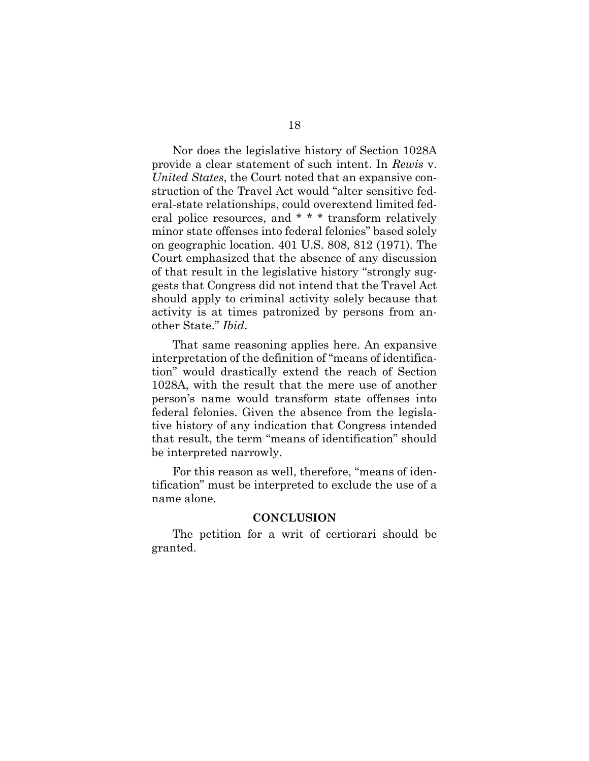Nor does the legislative history of Section 1028A provide a clear statement of such intent. In *Rewis* v. *United States*, the Court noted that an expansive construction of the Travel Act would "alter sensitive federal-state relationships, could overextend limited federal police resources, and * * * transform relatively minor state offenses into federal felonies" based solely on geographic location. 401 U.S. 808, 812 (1971). The Court emphasized that the absence of any discussion of that result in the legislative history "strongly suggests that Congress did not intend that the Travel Act should apply to criminal activity solely because that activity is at times patronized by persons from another State." *Ibid*.

That same reasoning applies here. An expansive interpretation of the definition of "means of identification" would drastically extend the reach of Section 1028A, with the result that the mere use of another person's name would transform state offenses into federal felonies. Given the absence from the legislative history of any indication that Congress intended that result, the term "means of identification" should be interpreted narrowly.

For this reason as well, therefore, "means of identification" must be interpreted to exclude the use of a name alone.

## CONCLUSION

The petition for a writ of certiorari should be granted.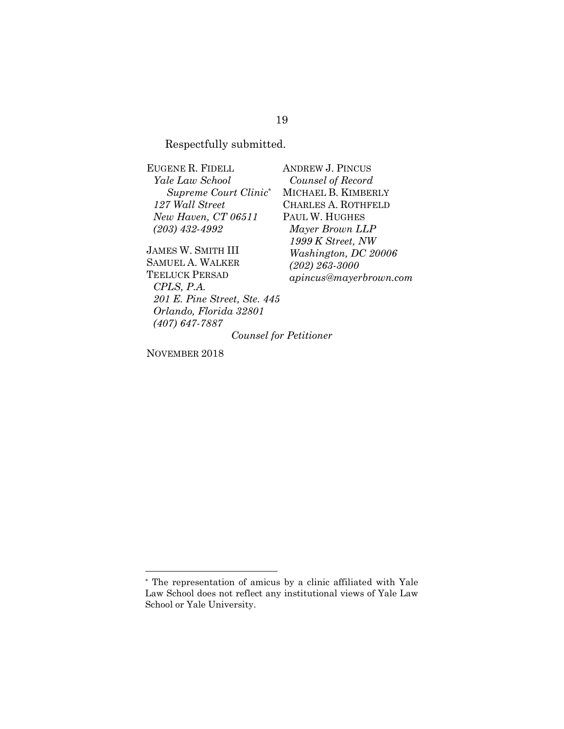Respectfully submitted.

EUGENE R. FIDELL
*Yale Law School*
*Supreme Court Clinic*[*]
*127 Wall Street*
*New Haven, CT 06511*
*(203) 432-4992*

JAMES W. SMITH III
SAMUEL A. WALKER
TEELUCK PERSAD
*CPLS, P.A.*
*201 E. Pine Street, Ste. 445*
*Orlando, Florida 32801*
*(407) 647-7887*

ANDREW J. PINCUS
*Counsel of Record*
MICHAEL B. KIMBERLY
CHARLES A. ROTHFELD
PAUL W. HUGHES
*Mayer Brown LLP*
*1999 K Street, NW*
*Washington, DC 20006*
*(202) 263-3000*
*apincus@mayerbrown.com*

*Counsel for Petitioner*

NOVEMBER 2018

---

[*] The representation of amicus by a clinic affiliated with Yale Law School does not reflect any institutional views of Yale Law School or Yale University.